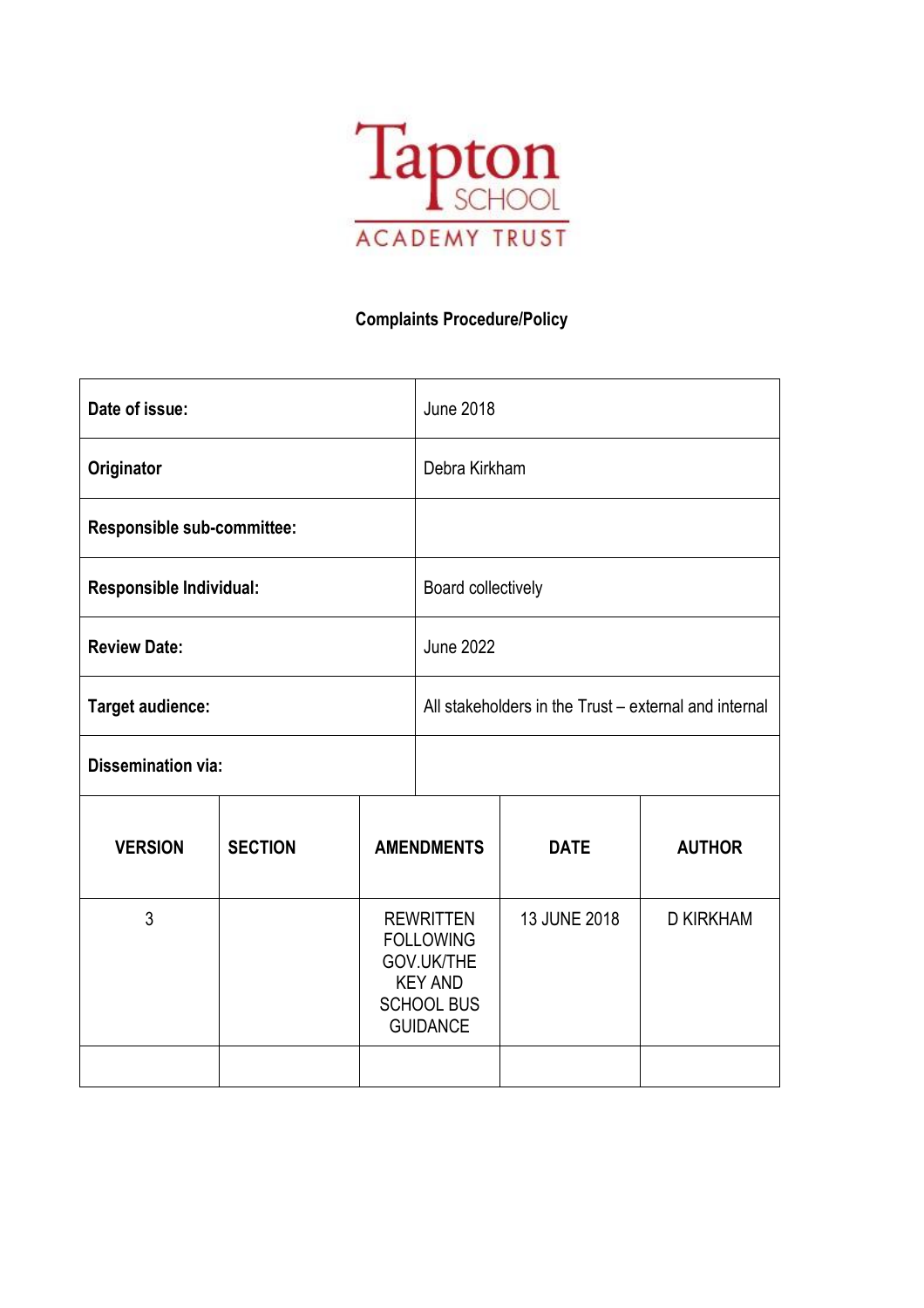Tapton SCHOOL
ACADEMY TRUST

**Complaints Procedure/Policy**

| | |
|---|---|
| **Date of issue:** | June 2018 |
| **Originator** | Debra Kirkham |
| **Responsible sub-committee:** | |
| **Responsible Individual:** | Board collectively |
| **Review Date:** | June 2022 |
| **Target audience:** | All stakeholders in the Trust – external and internal |
| **Dissemination via:** | |

| VERSION | SECTION | AMENDMENTS | DATE | AUTHOR |
|---|---|---|---|---|
| 3 | | REWRITTEN FOLLOWING GOV.UK/THE KEY AND SCHOOL BUS GUIDANCE | 13 JUNE 2018 | D KIRKHAM |
| | | | | |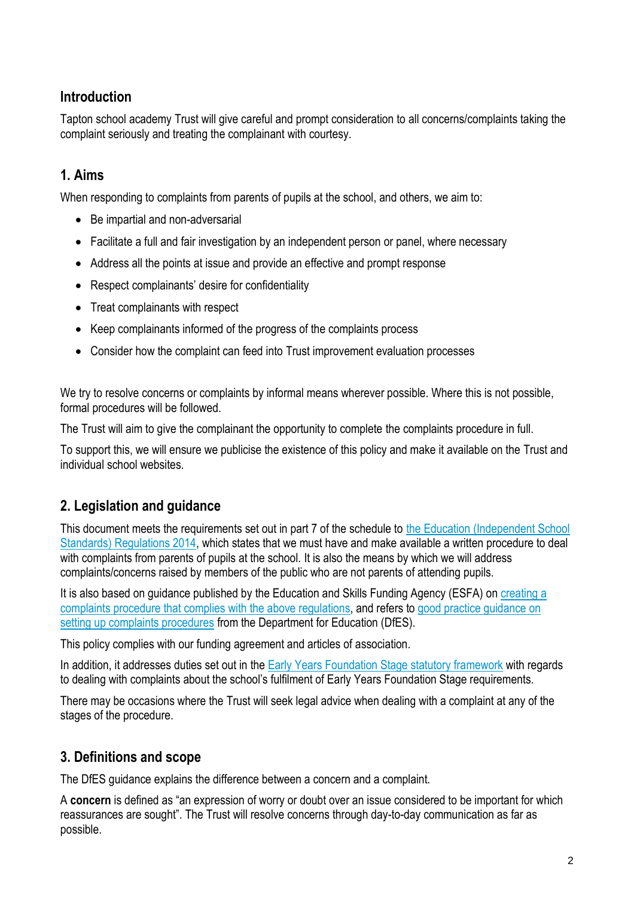## Introduction

Tapton school academy Trust will give careful and prompt consideration to all concerns/complaints taking the complaint seriously and treating the complainant with courtesy.

## 1. Aims

When responding to complaints from parents of pupils at the school, and others, we aim to:

- Be impartial and non-adversarial
- Facilitate a full and fair investigation by an independent person or panel, where necessary
- Address all the points at issue and provide an effective and prompt response
- Respect complainants' desire for confidentiality
- Treat complainants with respect
- Keep complainants informed of the progress of the complaints process
- Consider how the complaint can feed into Trust improvement evaluation processes

We try to resolve concerns or complaints by informal means wherever possible. Where this is not possible, formal procedures will be followed.

The Trust will aim to give the complainant the opportunity to complete the complaints procedure in full.

To support this, we will ensure we publicise the existence of this policy and make it available on the Trust and individual school websites.

## 2. Legislation and guidance

This document meets the requirements set out in part 7 of the schedule to the Education (Independent School Standards) Regulations 2014, which states that we must have and make available a written procedure to deal with complaints from parents of pupils at the school. It is also the means by which we will address complaints/concerns raised by members of the public who are not parents of attending pupils.

It is also based on guidance published by the Education and Skills Funding Agency (ESFA) on creating a complaints procedure that complies with the above regulations, and refers to good practice guidance on setting up complaints procedures from the Department for Education (DfES).

This policy complies with our funding agreement and articles of association.

In addition, it addresses duties set out in the Early Years Foundation Stage statutory framework with regards to dealing with complaints about the school's fulfilment of Early Years Foundation Stage requirements.

There may be occasions where the Trust will seek legal advice when dealing with a complaint at any of the stages of the procedure.

## 3. Definitions and scope

The DfES guidance explains the difference between a concern and a complaint.

A **concern** is defined as "an expression of worry or doubt over an issue considered to be important for which reassurances are sought". The Trust will resolve concerns through day-to-day communication as far as possible.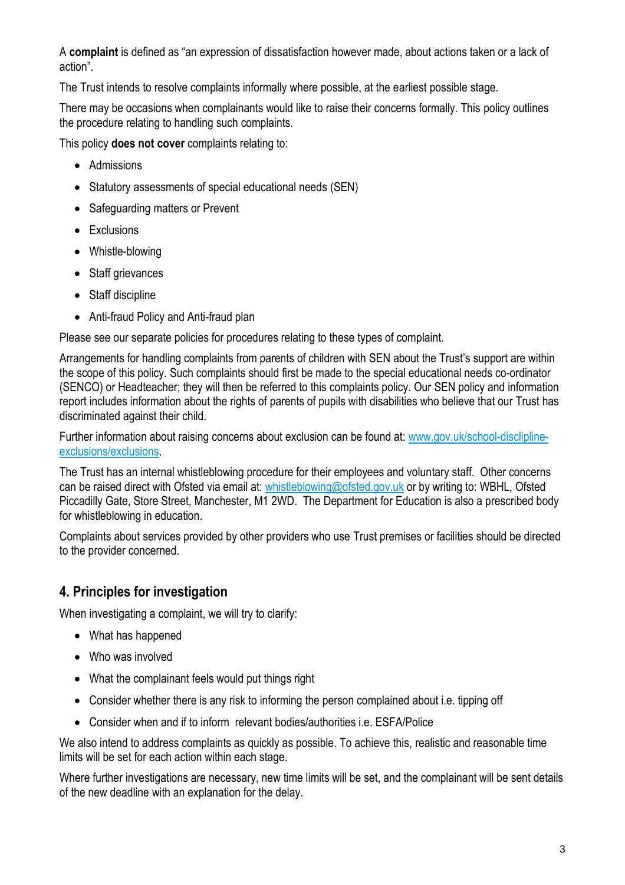A **complaint** is defined as "an expression of dissatisfaction however made, about actions taken or a lack of action".

The Trust intends to resolve complaints informally where possible, at the earliest possible stage.

There may be occasions when complainants would like to raise their concerns formally. This policy outlines the procedure relating to handling such complaints.

This policy **does not cover** complaints relating to:

- Admissions
- Statutory assessments of special educational needs (SEN)
- Safeguarding matters or Prevent
- Exclusions
- Whistle-blowing
- Staff grievances
- Staff discipline
- Anti-fraud Policy and Anti-fraud plan

Please see our separate policies for procedures relating to these types of complaint.

Arrangements for handling complaints from parents of children with SEN about the Trust's support are within the scope of this policy. Such complaints should first be made to the special educational needs co-ordinator (SENCO) or Headteacher; they will then be referred to this complaints policy. Our SEN policy and information report includes information about the rights of parents of pupils with disabilities who believe that our Trust has discriminated against their child.

Further information about raising concerns about exclusion can be found at: [www.gov.uk/school-disclipline-exclusions/exclusions](www.gov.uk/school-disclipline-exclusions/exclusions).

The Trust has an internal whistleblowing procedure for their employees and voluntary staff. Other concerns can be raised direct with Ofsted via email at: [whistleblowing@ofsted.gov.uk](mailto:whistleblowing@ofsted.gov.uk) or by writing to: WBHL, Ofsted Piccadilly Gate, Store Street, Manchester, M1 2WD. The Department for Education is also a prescribed body for whistleblowing in education.

Complaints about services provided by other providers who use Trust premises or facilities should be directed to the provider concerned.

## 4. Principles for investigation

When investigating a complaint, we will try to clarify:

- What has happened
- Who was involved
- What the complainant feels would put things right
- Consider whether there is any risk to informing the person complained about i.e. tipping off
- Consider when and if to inform relevant bodies/authorities i.e. ESFA/Police

We also intend to address complaints as quickly as possible. To achieve this, realistic and reasonable time limits will be set for each action within each stage.

Where further investigations are necessary, new time limits will be set, and the complainant will be sent details of the new deadline with an explanation for the delay.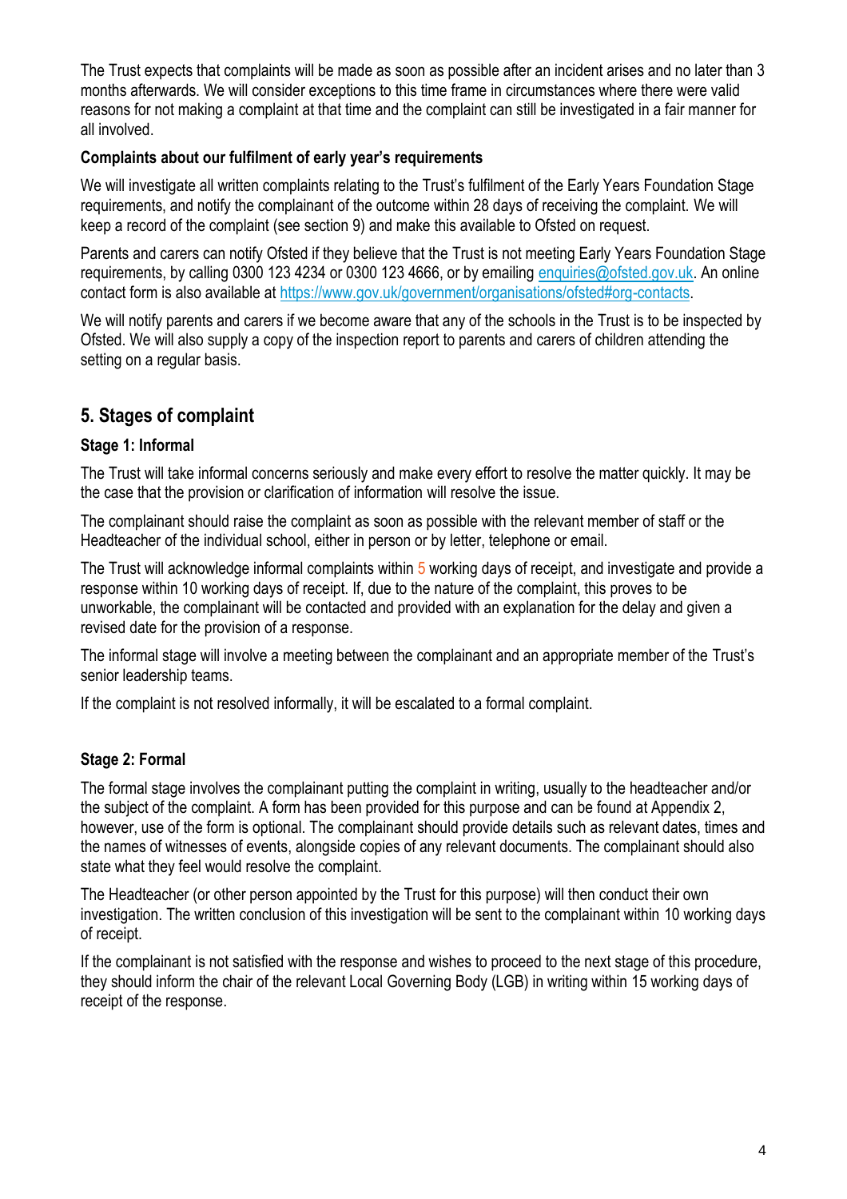The Trust expects that complaints will be made as soon as possible after an incident arises and no later than 3 months afterwards. We will consider exceptions to this time frame in circumstances where there were valid reasons for not making a complaint at that time and the complaint can still be investigated in a fair manner for all involved.

**Complaints about our fulfilment of early year's requirements**

We will investigate all written complaints relating to the Trust's fulfilment of the Early Years Foundation Stage requirements, and notify the complainant of the outcome within 28 days of receiving the complaint. We will keep a record of the complaint (see section 9) and make this available to Ofsted on request.

Parents and carers can notify Ofsted if they believe that the Trust is not meeting Early Years Foundation Stage requirements, by calling 0300 123 4234 or 0300 123 4666, or by emailing [enquiries@ofsted.gov.uk](mailto:enquiries@ofsted.gov.uk). An online contact form is also available at [https://www.gov.uk/government/organisations/ofsted#org-contacts](https://www.gov.uk/government/organisations/ofsted#org-contacts).

We will notify parents and carers if we become aware that any of the schools in the Trust is to be inspected by Ofsted. We will also supply a copy of the inspection report to parents and carers of children attending the setting on a regular basis.

## 5. Stages of complaint

### Stage 1: Informal

The Trust will take informal concerns seriously and make every effort to resolve the matter quickly. It may be the case that the provision or clarification of information will resolve the issue.

The complainant should raise the complaint as soon as possible with the relevant member of staff or the Headteacher of the individual school, either in person or by letter, telephone or email.

The Trust will acknowledge informal complaints within 5 working days of receipt, and investigate and provide a response within 10 working days of receipt. If, due to the nature of the complaint, this proves to be unworkable, the complainant will be contacted and provided with an explanation for the delay and given a revised date for the provision of a response.

The informal stage will involve a meeting between the complainant and an appropriate member of the Trust's senior leadership teams.

If the complaint is not resolved informally, it will be escalated to a formal complaint.

### Stage 2: Formal

The formal stage involves the complainant putting the complaint in writing, usually to the headteacher and/or the subject of the complaint. A form has been provided for this purpose and can be found at Appendix 2, however, use of the form is optional. The complainant should provide details such as relevant dates, times and the names of witnesses of events, alongside copies of any relevant documents. The complainant should also state what they feel would resolve the complaint.

The Headteacher (or other person appointed by the Trust for this purpose) will then conduct their own investigation. The written conclusion of this investigation will be sent to the complainant within 10 working days of receipt.

If the complainant is not satisfied with the response and wishes to proceed to the next stage of this procedure, they should inform the chair of the relevant Local Governing Body (LGB) in writing within 15 working days of receipt of the response.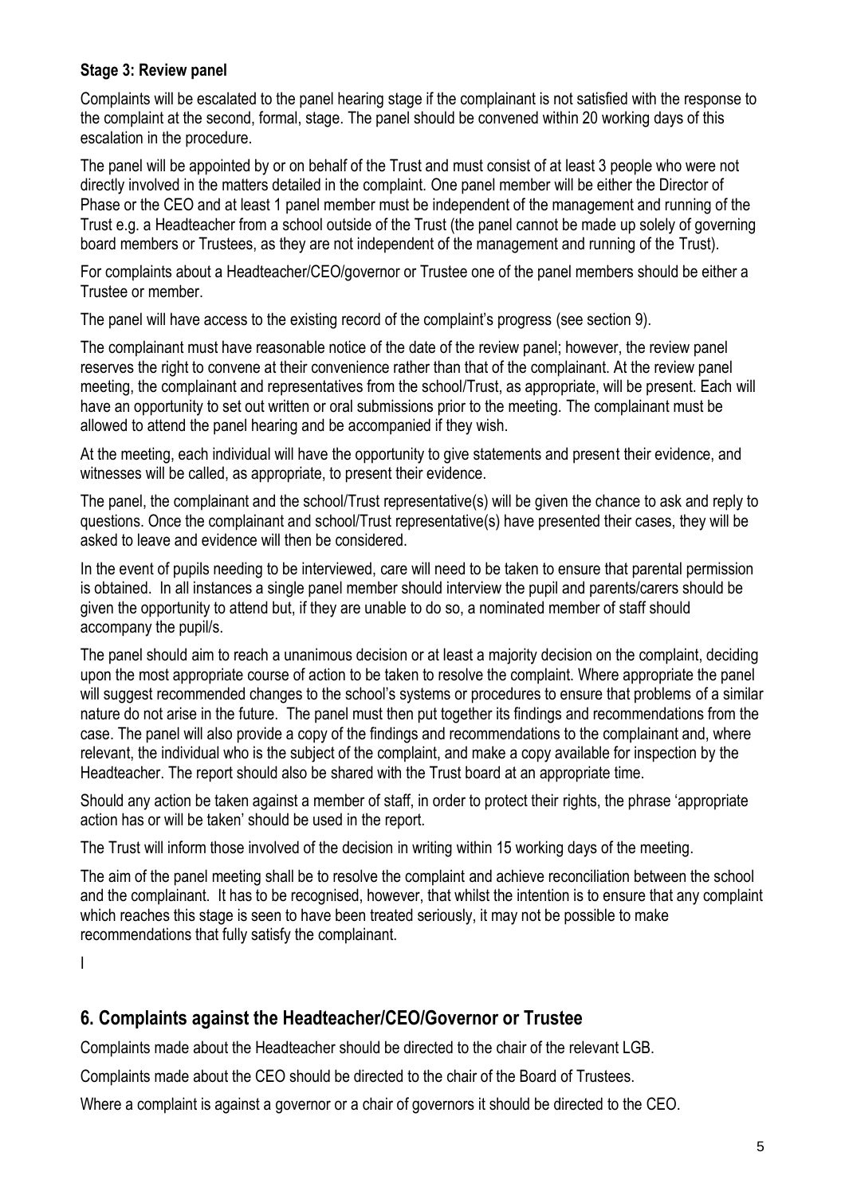**Stage 3: Review panel**

Complaints will be escalated to the panel hearing stage if the complainant is not satisfied with the response to the complaint at the second, formal, stage. The panel should be convened within 20 working days of this escalation in the procedure.

The panel will be appointed by or on behalf of the Trust and must consist of at least 3 people who were not directly involved in the matters detailed in the complaint. One panel member will be either the Director of Phase or the CEO and at least 1 panel member must be independent of the management and running of the Trust e.g. a Headteacher from a school outside of the Trust (the panel cannot be made up solely of governing board members or Trustees, as they are not independent of the management and running of the Trust).

For complaints about a Headteacher/CEO/governor or Trustee one of the panel members should be either a Trustee or member.

The panel will have access to the existing record of the complaint's progress (see section 9).

The complainant must have reasonable notice of the date of the review panel; however, the review panel reserves the right to convene at their convenience rather than that of the complainant. At the review panel meeting, the complainant and representatives from the school/Trust, as appropriate, will be present. Each will have an opportunity to set out written or oral submissions prior to the meeting. The complainant must be allowed to attend the panel hearing and be accompanied if they wish.

At the meeting, each individual will have the opportunity to give statements and present their evidence, and witnesses will be called, as appropriate, to present their evidence.

The panel, the complainant and the school/Trust representative(s) will be given the chance to ask and reply to questions. Once the complainant and school/Trust representative(s) have presented their cases, they will be asked to leave and evidence will then be considered.

In the event of pupils needing to be interviewed, care will need to be taken to ensure that parental permission is obtained. In all instances a single panel member should interview the pupil and parents/carers should be given the opportunity to attend but, if they are unable to do so, a nominated member of staff should accompany the pupil/s.

The panel should aim to reach a unanimous decision or at least a majority decision on the complaint, deciding upon the most appropriate course of action to be taken to resolve the complaint. Where appropriate the panel will suggest recommended changes to the school's systems or procedures to ensure that problems of a similar nature do not arise in the future. The panel must then put together its findings and recommendations from the case. The panel will also provide a copy of the findings and recommendations to the complainant and, where relevant, the individual who is the subject of the complaint, and make a copy available for inspection by the Headteacher. The report should also be shared with the Trust board at an appropriate time.

Should any action be taken against a member of staff, in order to protect their rights, the phrase 'appropriate action has or will be taken' should be used in the report.

The Trust will inform those involved of the decision in writing within 15 working days of the meeting.

The aim of the panel meeting shall be to resolve the complaint and achieve reconciliation between the school and the complainant. It has to be recognised, however, that whilst the intention is to ensure that any complaint which reaches this stage is seen to have been treated seriously, it may not be possible to make recommendations that fully satisfy the complainant.

I

## 6. Complaints against the Headteacher/CEO/Governor or Trustee

Complaints made about the Headteacher should be directed to the chair of the relevant LGB.

Complaints made about the CEO should be directed to the chair of the Board of Trustees.

Where a complaint is against a governor or a chair of governors it should be directed to the CEO.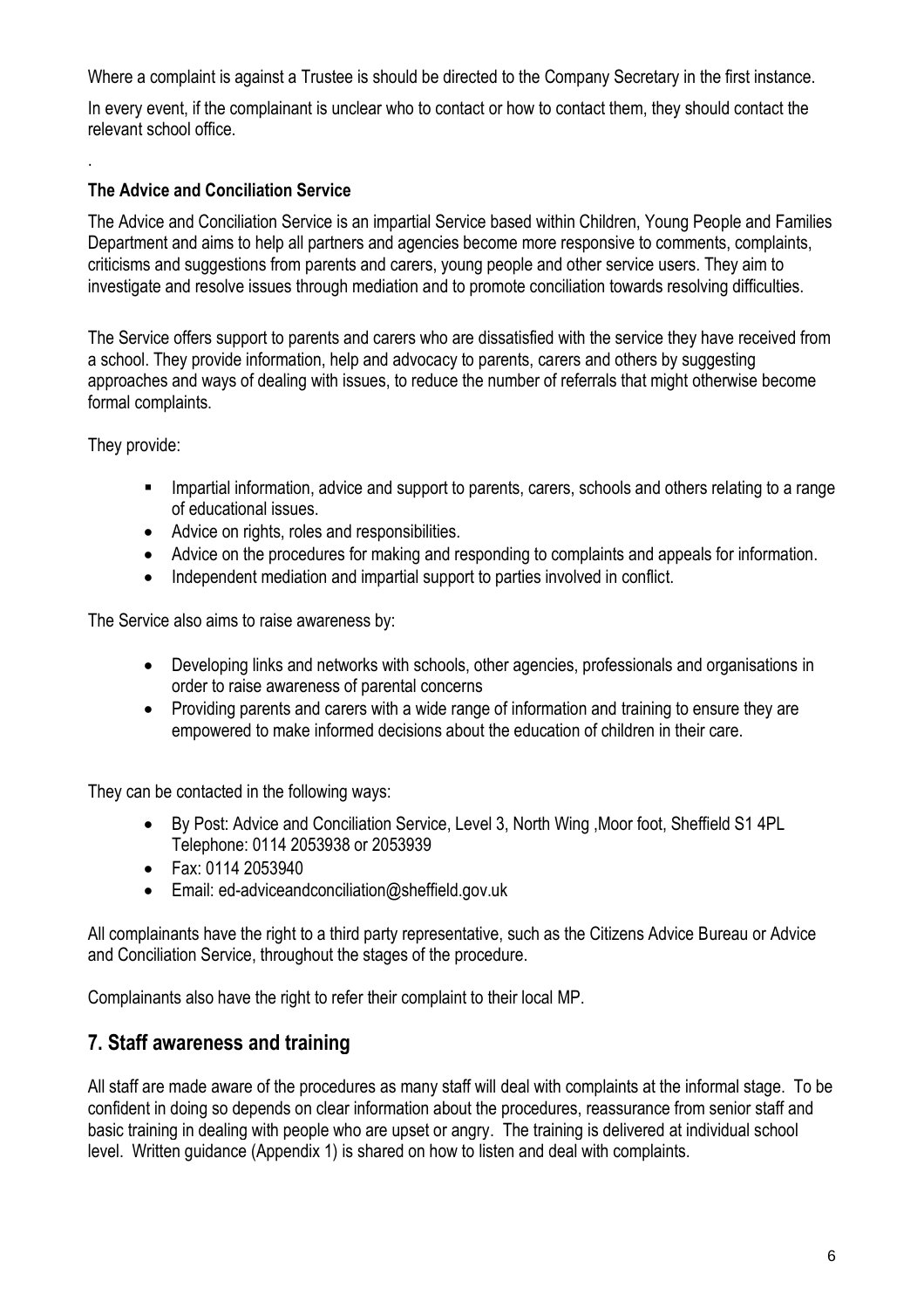Where a complaint is against a Trustee is should be directed to the Company Secretary in the first instance.

In every event, if the complainant is unclear who to contact or how to contact them, they should contact the relevant school office.

.

**The Advice and Conciliation Service**

The Advice and Conciliation Service is an impartial Service based within Children, Young People and Families Department and aims to help all partners and agencies become more responsive to comments, complaints, criticisms and suggestions from parents and carers, young people and other service users. They aim to investigate and resolve issues through mediation and to promote conciliation towards resolving difficulties.

The Service offers support to parents and carers who are dissatisfied with the service they have received from a school. They provide information, help and advocacy to parents, carers and others by suggesting approaches and ways of dealing with issues, to reduce the number of referrals that might otherwise become formal complaints.

They provide:

- Impartial information, advice and support to parents, carers, schools and others relating to a range of educational issues.
- Advice on rights, roles and responsibilities.
- Advice on the procedures for making and responding to complaints and appeals for information.
- Independent mediation and impartial support to parties involved in conflict.

The Service also aims to raise awareness by:

- Developing links and networks with schools, other agencies, professionals and organisations in order to raise awareness of parental concerns
- Providing parents and carers with a wide range of information and training to ensure they are empowered to make informed decisions about the education of children in their care.

They can be contacted in the following ways:

- By Post: Advice and Conciliation Service, Level 3, North Wing ,Moor foot, Sheffield S1 4PL Telephone: 0114 2053938 or 2053939
- Fax: 0114 2053940
- Email: ed-adviceandconciliation@sheffield.gov.uk

All complainants have the right to a third party representative, such as the Citizens Advice Bureau or Advice and Conciliation Service, throughout the stages of the procedure.

Complainants also have the right to refer their complaint to their local MP.

## 7. Staff awareness and training

All staff are made aware of the procedures as many staff will deal with complaints at the informal stage. To be confident in doing so depends on clear information about the procedures, reassurance from senior staff and basic training in dealing with people who are upset or angry. The training is delivered at individual school level. Written guidance (Appendix 1) is shared on how to listen and deal with complaints.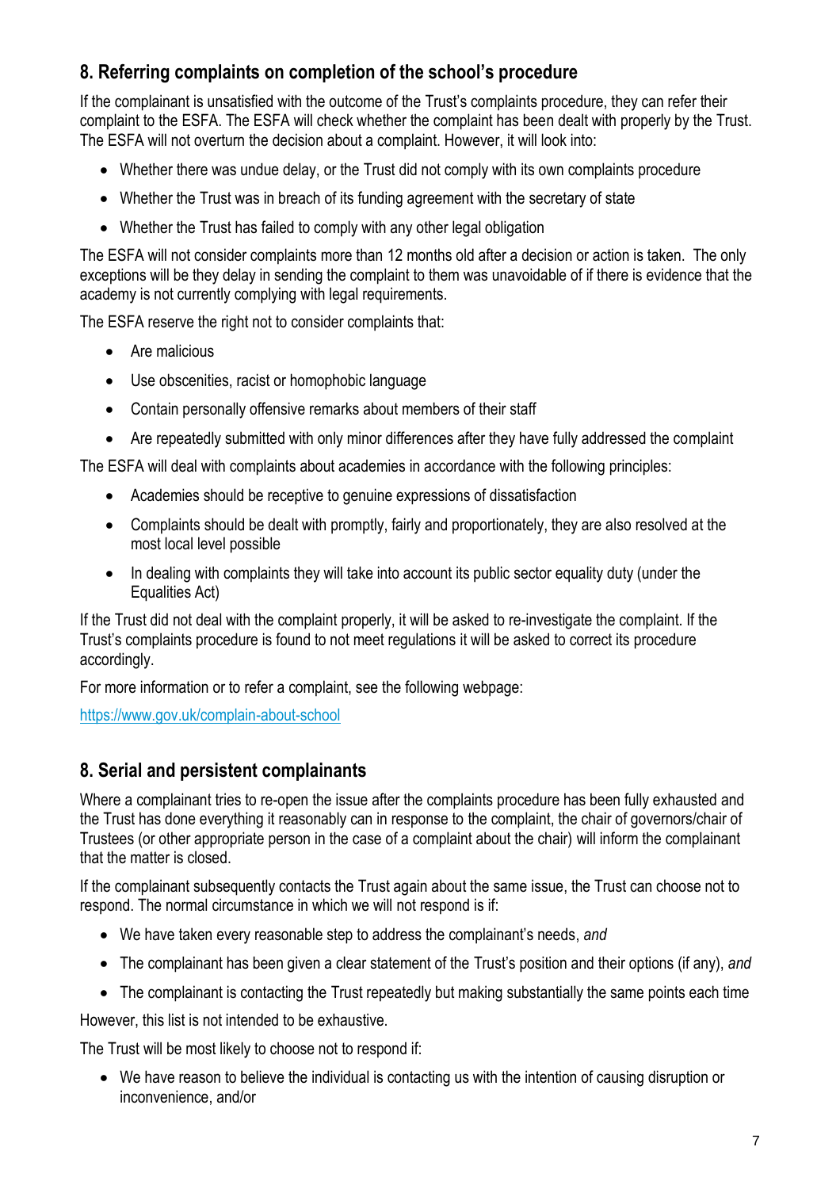## 8. Referring complaints on completion of the school's procedure

If the complainant is unsatisfied with the outcome of the Trust's complaints procedure, they can refer their complaint to the ESFA. The ESFA will check whether the complaint has been dealt with properly by the Trust. The ESFA will not overturn the decision about a complaint. However, it will look into:

- Whether there was undue delay, or the Trust did not comply with its own complaints procedure
- Whether the Trust was in breach of its funding agreement with the secretary of state
- Whether the Trust has failed to comply with any other legal obligation

The ESFA will not consider complaints more than 12 months old after a decision or action is taken. The only exceptions will be they delay in sending the complaint to them was unavoidable of if there is evidence that the academy is not currently complying with legal requirements.

The ESFA reserve the right not to consider complaints that:

- Are malicious
- Use obscenities, racist or homophobic language
- Contain personally offensive remarks about members of their staff
- Are repeatedly submitted with only minor differences after they have fully addressed the complaint

The ESFA will deal with complaints about academies in accordance with the following principles:

- Academies should be receptive to genuine expressions of dissatisfaction
- Complaints should be dealt with promptly, fairly and proportionately, they are also resolved at the most local level possible
- In dealing with complaints they will take into account its public sector equality duty (under the Equalities Act)

If the Trust did not deal with the complaint properly, it will be asked to re-investigate the complaint. If the Trust's complaints procedure is found to not meet regulations it will be asked to correct its procedure accordingly.

For more information or to refer a complaint, see the following webpage:

https://www.gov.uk/complain-about-school

## 8. Serial and persistent complainants

Where a complainant tries to re-open the issue after the complaints procedure has been fully exhausted and the Trust has done everything it reasonably can in response to the complaint, the chair of governors/chair of Trustees (or other appropriate person in the case of a complaint about the chair) will inform the complainant that the matter is closed.

If the complainant subsequently contacts the Trust again about the same issue, the Trust can choose not to respond. The normal circumstance in which we will not respond is if:

- We have taken every reasonable step to address the complainant's needs, *and*
- The complainant has been given a clear statement of the Trust's position and their options (if any), *and*
- The complainant is contacting the Trust repeatedly but making substantially the same points each time

However, this list is not intended to be exhaustive.

The Trust will be most likely to choose not to respond if:

- We have reason to believe the individual is contacting us with the intention of causing disruption or inconvenience, and/or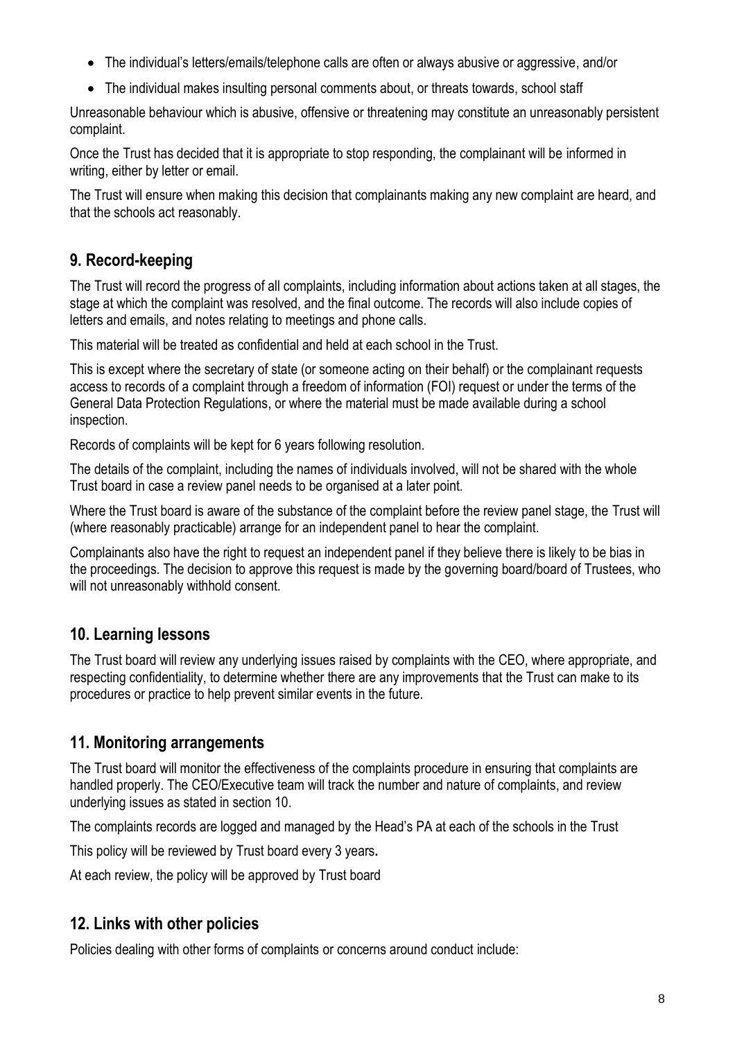- The individual's letters/emails/telephone calls are often or always abusive or aggressive, and/or
- The individual makes insulting personal comments about, or threats towards, school staff

Unreasonable behaviour which is abusive, offensive or threatening may constitute an unreasonably persistent complaint.

Once the Trust has decided that it is appropriate to stop responding, the complainant will be informed in writing, either by letter or email.

The Trust will ensure when making this decision that complainants making any new complaint are heard, and that the schools act reasonably.

## 9. Record-keeping

The Trust will record the progress of all complaints, including information about actions taken at all stages, the stage at which the complaint was resolved, and the final outcome. The records will also include copies of letters and emails, and notes relating to meetings and phone calls.

This material will be treated as confidential and held at each school in the Trust.

This is except where the secretary of state (or someone acting on their behalf) or the complainant requests access to records of a complaint through a freedom of information (FOI) request or under the terms of the General Data Protection Regulations, or where the material must be made available during a school inspection.

Records of complaints will be kept for 6 years following resolution.

The details of the complaint, including the names of individuals involved, will not be shared with the whole Trust board in case a review panel needs to be organised at a later point.

Where the Trust board is aware of the substance of the complaint before the review panel stage, the Trust will (where reasonably practicable) arrange for an independent panel to hear the complaint.

Complainants also have the right to request an independent panel if they believe there is likely to be bias in the proceedings. The decision to approve this request is made by the governing board/board of Trustees, who will not unreasonably withhold consent.

## 10. Learning lessons

The Trust board will review any underlying issues raised by complaints with the CEO, where appropriate, and respecting confidentiality, to determine whether there are any improvements that the Trust can make to its procedures or practice to help prevent similar events in the future.

## 11. Monitoring arrangements

The Trust board will monitor the effectiveness of the complaints procedure in ensuring that complaints are handled properly. The CEO/Executive team will track the number and nature of complaints, and review underlying issues as stated in section 10.

The complaints records are logged and managed by the Head's PA at each of the schools in the Trust

This policy will be reviewed by Trust board every 3 years**.**

At each review, the policy will be approved by Trust board

## 12. Links with other policies

Policies dealing with other forms of complaints or concerns around conduct include: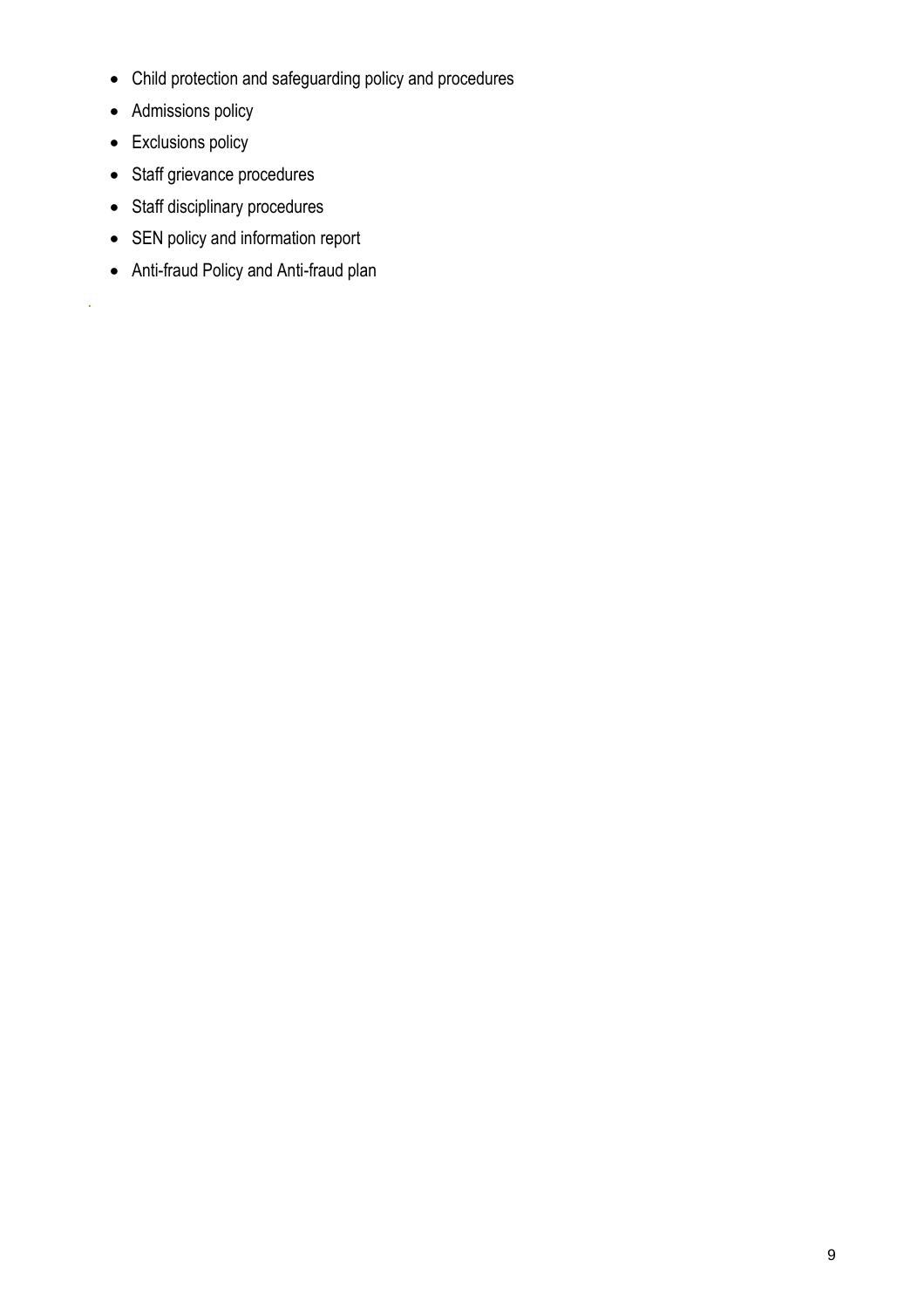- Child protection and safeguarding policy and procedures
- Admissions policy
- Exclusions policy
- Staff grievance procedures
- Staff disciplinary procedures
- SEN policy and information report
- Anti-fraud Policy and Anti-fraud plan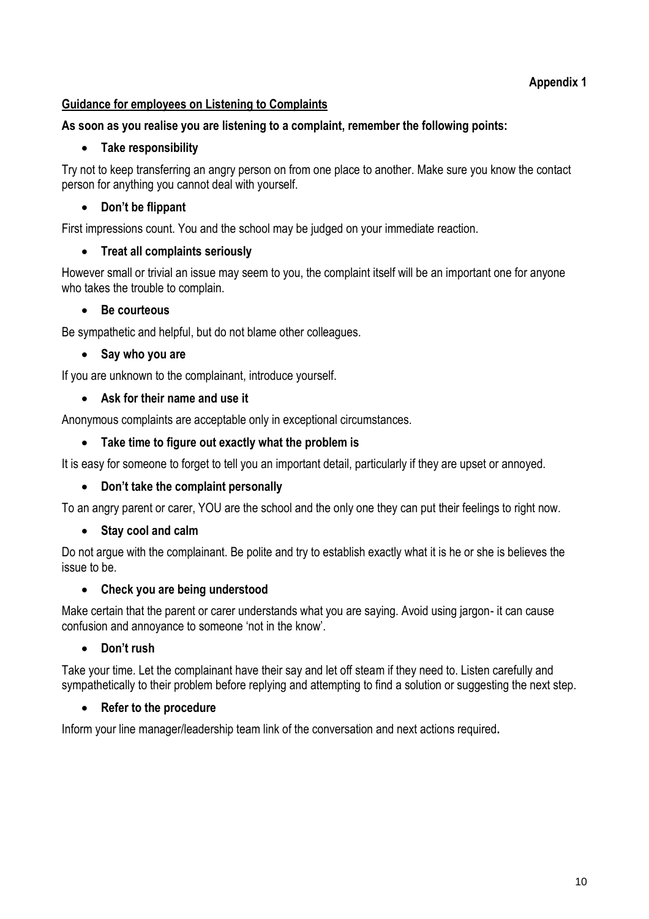**Appendix 1**

**Guidance for employees on Listening to Complaints**

**As soon as you realise you are listening to a complaint, remember the following points:**

- **Take responsibility**

Try not to keep transferring an angry person on from one place to another. Make sure you know the contact person for anything you cannot deal with yourself.

- **Don't be flippant**

First impressions count. You and the school may be judged on your immediate reaction.

- **Treat all complaints seriously**

However small or trivial an issue may seem to you, the complaint itself will be an important one for anyone who takes the trouble to complain.

- **Be courteous**

Be sympathetic and helpful, but do not blame other colleagues.

- **Say who you are**

If you are unknown to the complainant, introduce yourself.

- **Ask for their name and use it**

Anonymous complaints are acceptable only in exceptional circumstances.

- **Take time to figure out exactly what the problem is**

It is easy for someone to forget to tell you an important detail, particularly if they are upset or annoyed.

- **Don't take the complaint personally**

To an angry parent or carer, YOU are the school and the only one they can put their feelings to right now.

- **Stay cool and calm**

Do not argue with the complainant. Be polite and try to establish exactly what it is he or she is believes the issue to be.

- **Check you are being understood**

Make certain that the parent or carer understands what you are saying. Avoid using jargon- it can cause confusion and annoyance to someone 'not in the know'.

- **Don't rush**

Take your time. Let the complainant have their say and let off steam if they need to. Listen carefully and sympathetically to their problem before replying and attempting to find a solution or suggesting the next step.

- **Refer to the procedure**

Inform your line manager/leadership team link of the conversation and next actions required.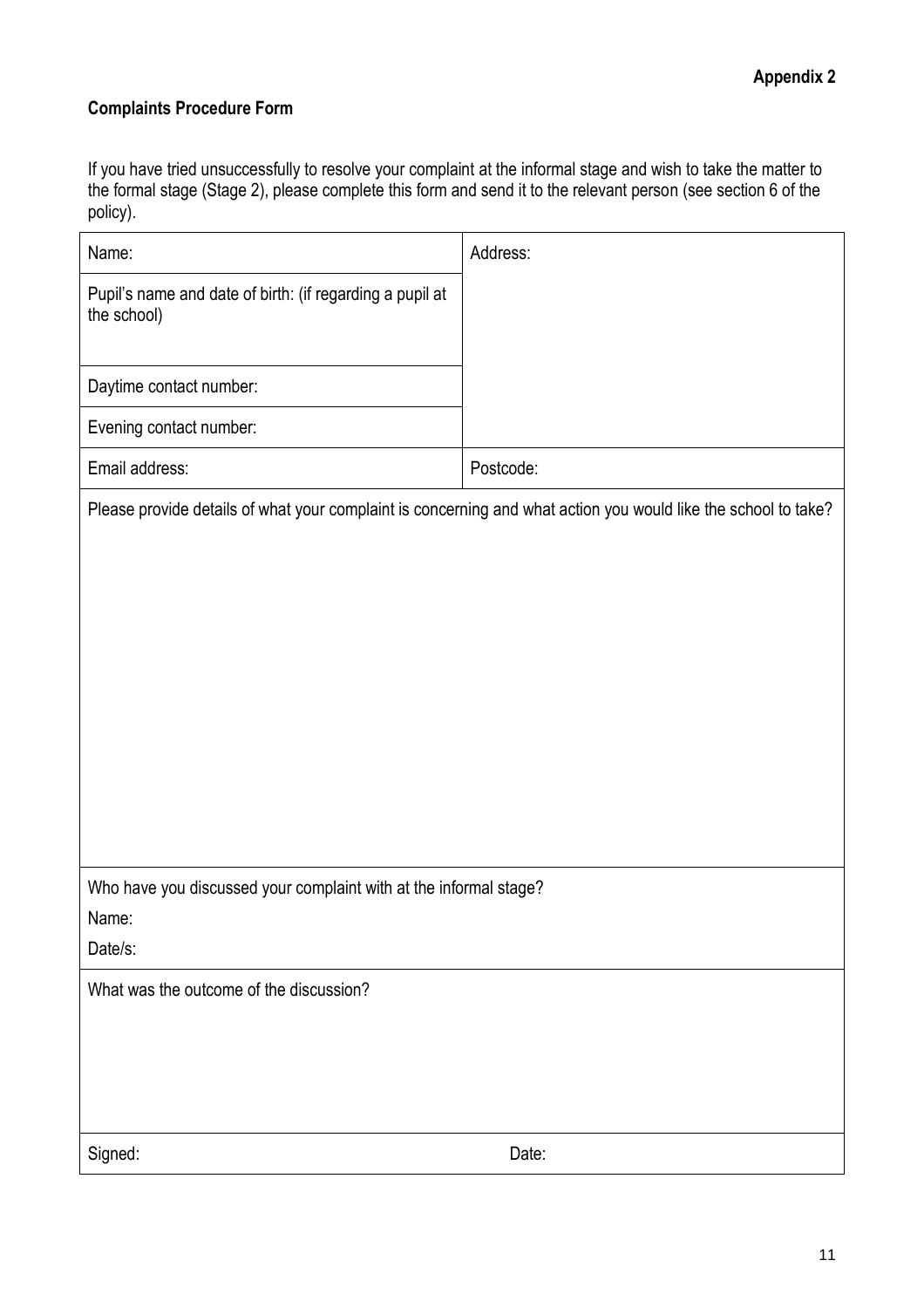**Appendix 2**

**Complaints Procedure Form**

If you have tried unsuccessfully to resolve your complaint at the informal stage and wish to take the matter to the formal stage (Stage 2), please complete this form and send it to the relevant person (see section 6 of the policy).

| | |
|---|---|
| Name: | Address: |
| Pupil's name and date of birth: (if regarding a pupil at the school) | |
| Daytime contact number: | |
| Evening contact number: | |
| Email address: | Postcode: |
| Please provide details of what your complaint is concerning and what action you would like the school to take? | |
| Who have you discussed your complaint with at the informal stage?<br>Name:<br>Date/s: | |
| What was the outcome of the discussion? | |
| Signed: | Date: |